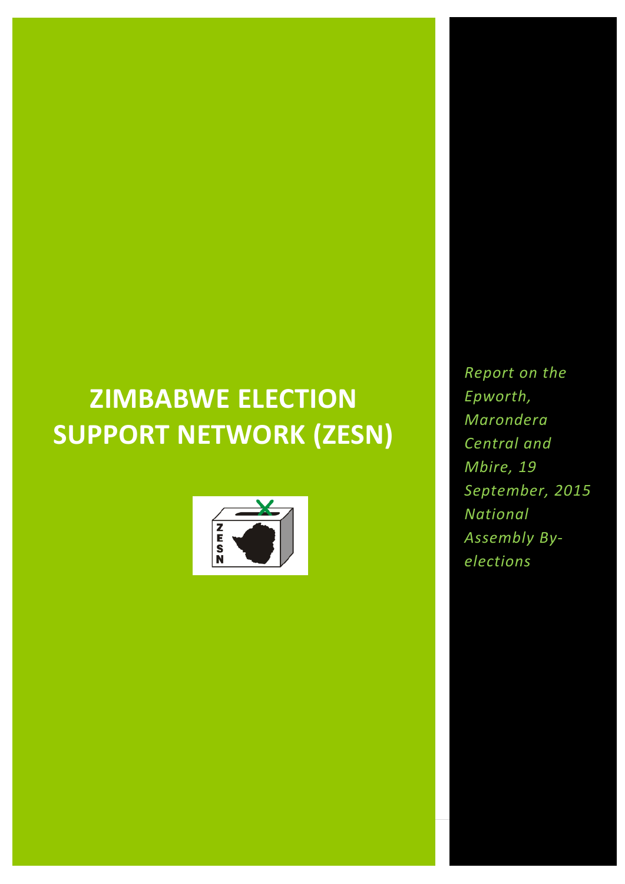# ZIMBABWE ELECTION SUPPORT NETWORK (ZESN)

*Report on the Epworth, Marondera Central and Mbire, 19 September, 2015 National Assembly By-elections*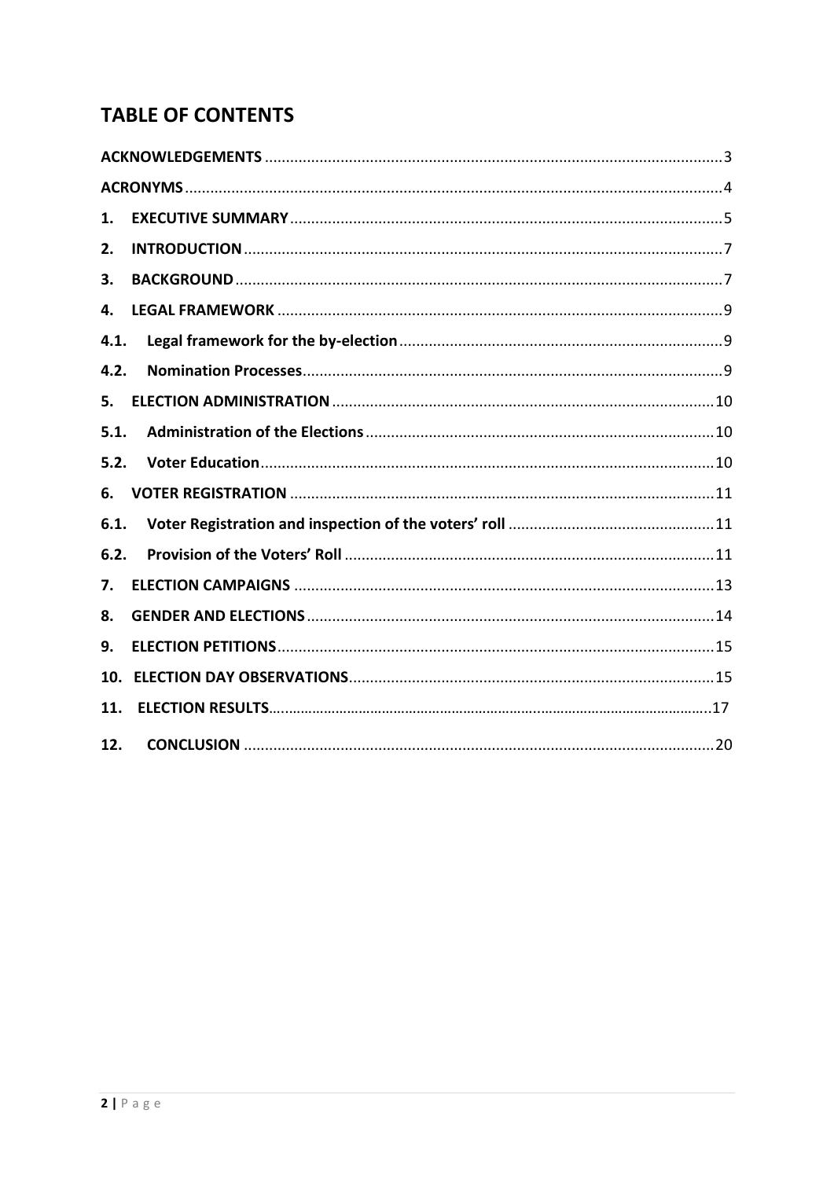## TABLE OF CONTENTS

ACKNOWLEDGEMENTS ........ 3

ACRONYMS ........ 4

1. EXECUTIVE SUMMARY ........ 5

2. INTRODUCTION ........ 7

3. BACKGROUND ........ 7

4. LEGAL FRAMEWORK ........ 9

4.1. Legal framework for the by-election ........ 9

4.2. Nomination Processes ........ 9

5. ELECTION ADMINISTRATION ........ 10

5.1. Administration of the Elections ........ 10

5.2. Voter Education ........ 10

6. VOTER REGISTRATION ........ 11

6.1. Voter Registration and inspection of the voters' roll ........ 11

6.2. Provision of the Voters' Roll ........ 11

7. ELECTION CAMPAIGNS ........ 13

8. GENDER AND ELECTIONS ........ 14

9. ELECTION PETITIONS ........ 15

10. ELECTION DAY OBSERVATIONS ........ 15

11. ELECTION RESULTS ........ 17

12. CONCLUSION ........ 20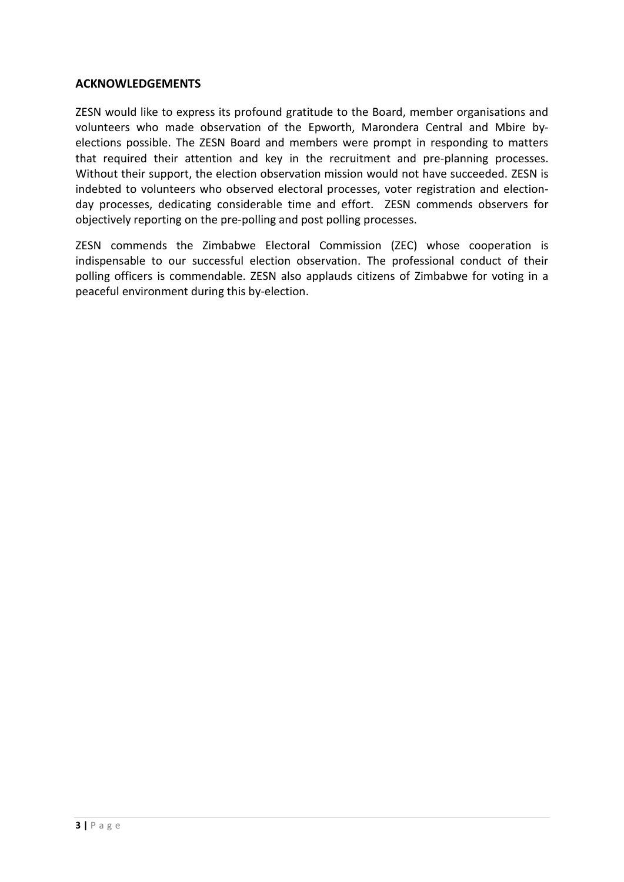## ACKNOWLEDGEMENTS

ZESN would like to express its profound gratitude to the Board, member organisations and volunteers who made observation of the Epworth, Marondera Central and Mbire by-elections possible. The ZESN Board and members were prompt in responding to matters that required their attention and key in the recruitment and pre-planning processes. Without their support, the election observation mission would not have succeeded. ZESN is indebted to volunteers who observed electoral processes, voter registration and election-day processes, dedicating considerable time and effort. ZESN commends observers for objectively reporting on the pre-polling and post polling processes.

ZESN commends the Zimbabwe Electoral Commission (ZEC) whose cooperation is indispensable to our successful election observation. The professional conduct of their polling officers is commendable. ZESN also applauds citizens of Zimbabwe for voting in a peaceful environment during this by-election.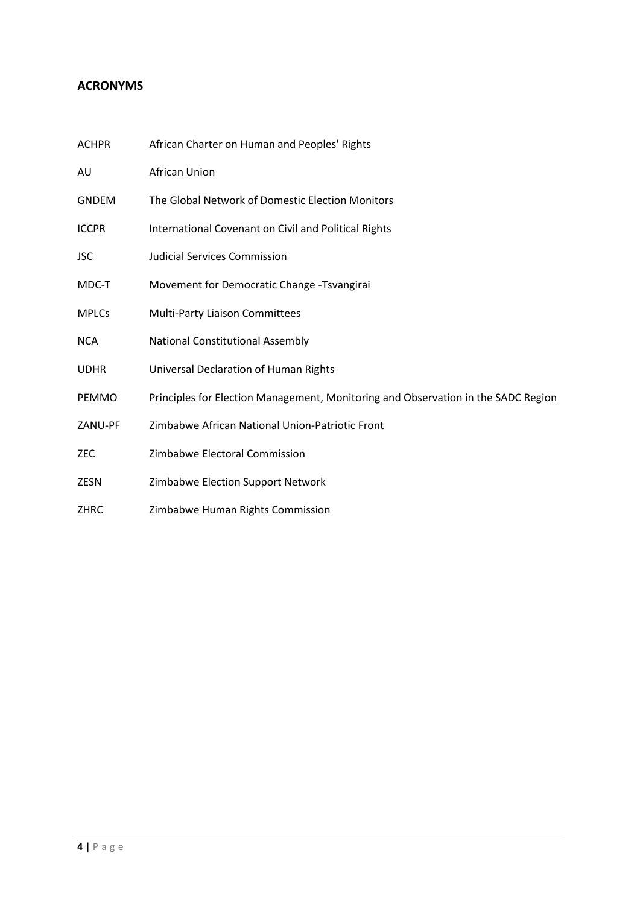## ACRONYMS

| | |
|---|---|
| ACHPR | African Charter on Human and Peoples' Rights |
| AU | African Union |
| GNDEM | The Global Network of Domestic Election Monitors |
| ICCPR | International Covenant on Civil and Political Rights |
| JSC | Judicial Services Commission |
| MDC-T | Movement for Democratic Change -Tsvangirai |
| MPLCs | Multi-Party Liaison Committees |
| NCA | National Constitutional Assembly |
| UDHR | Universal Declaration of Human Rights |
| PEMMO | Principles for Election Management, Monitoring and Observation in the SADC Region |
| ZANU-PF | Zimbabwe African National Union-Patriotic Front |
| ZEC | Zimbabwe Electoral Commission |
| ZESN | Zimbabwe Election Support Network |
| ZHRC | Zimbabwe Human Rights Commission |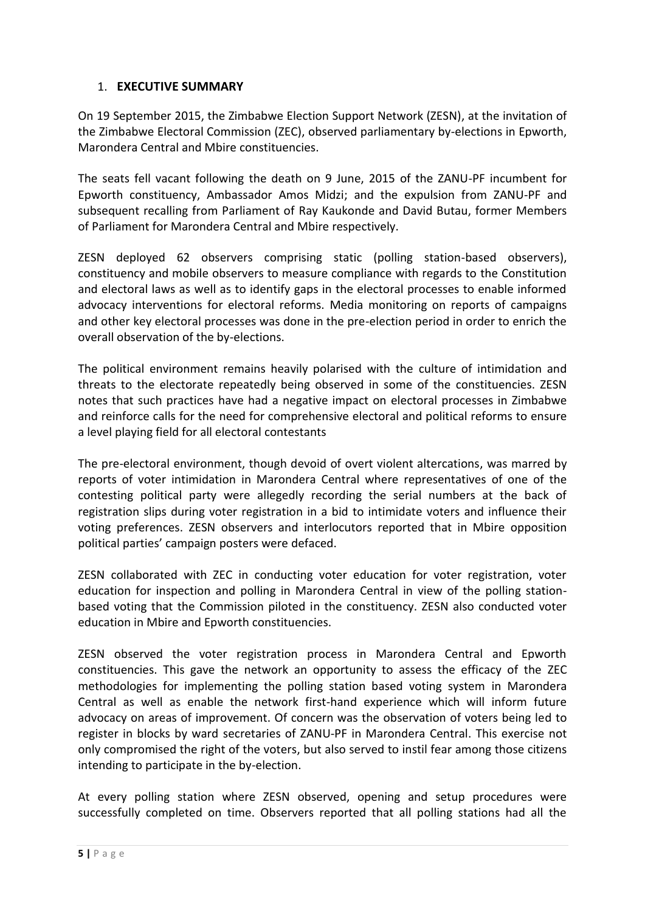## 1. **EXECUTIVE SUMMARY**

On 19 September 2015, the Zimbabwe Election Support Network (ZESN), at the invitation of the Zimbabwe Electoral Commission (ZEC), observed parliamentary by-elections in Epworth, Marondera Central and Mbire constituencies.

The seats fell vacant following the death on 9 June, 2015 of the ZANU-PF incumbent for Epworth constituency, Ambassador Amos Midzi; and the expulsion from ZANU-PF and subsequent recalling from Parliament of Ray Kaukonde and David Butau, former Members of Parliament for Marondera Central and Mbire respectively.

ZESN deployed 62 observers comprising static (polling station-based observers), constituency and mobile observers to measure compliance with regards to the Constitution and electoral laws as well as to identify gaps in the electoral processes to enable informed advocacy interventions for electoral reforms. Media monitoring on reports of campaigns and other key electoral processes was done in the pre-election period in order to enrich the overall observation of the by-elections.

The political environment remains heavily polarised with the culture of intimidation and threats to the electorate repeatedly being observed in some of the constituencies. ZESN notes that such practices have had a negative impact on electoral processes in Zimbabwe and reinforce calls for the need for comprehensive electoral and political reforms to ensure a level playing field for all electoral contestants

The pre-electoral environment, though devoid of overt violent altercations, was marred by reports of voter intimidation in Marondera Central where representatives of one of the contesting political party were allegedly recording the serial numbers at the back of registration slips during voter registration in a bid to intimidate voters and influence their voting preferences. ZESN observers and interlocutors reported that in Mbire opposition political parties' campaign posters were defaced.

ZESN collaborated with ZEC in conducting voter education for voter registration, voter education for inspection and polling in Marondera Central in view of the polling station-based voting that the Commission piloted in the constituency. ZESN also conducted voter education in Mbire and Epworth constituencies.

ZESN observed the voter registration process in Marondera Central and Epworth constituencies. This gave the network an opportunity to assess the efficacy of the ZEC methodologies for implementing the polling station based voting system in Marondera Central as well as enable the network first-hand experience which will inform future advocacy on areas of improvement. Of concern was the observation of voters being led to register in blocks by ward secretaries of ZANU-PF in Marondera Central. This exercise not only compromised the right of the voters, but also served to instil fear among those citizens intending to participate in the by-election.

At every polling station where ZESN observed, opening and setup procedures were successfully completed on time. Observers reported that all polling stations had all the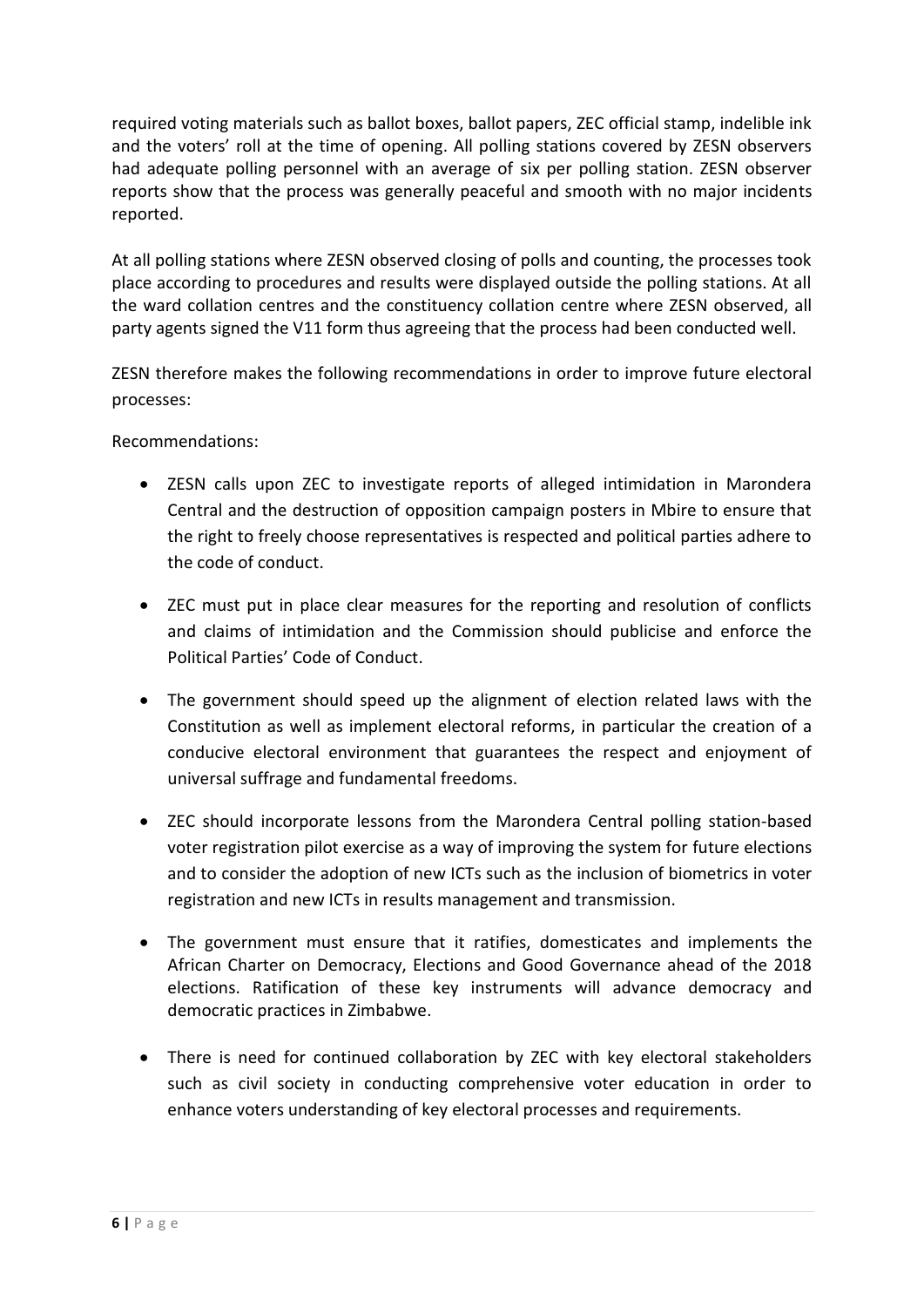required voting materials such as ballot boxes, ballot papers, ZEC official stamp, indelible ink and the voters' roll at the time of opening. All polling stations covered by ZESN observers had adequate polling personnel with an average of six per polling station. ZESN observer reports show that the process was generally peaceful and smooth with no major incidents reported.

At all polling stations where ZESN observed closing of polls and counting, the processes took place according to procedures and results were displayed outside the polling stations. At all the ward collation centres and the constituency collation centre where ZESN observed, all party agents signed the V11 form thus agreeing that the process had been conducted well.

ZESN therefore makes the following recommendations in order to improve future electoral processes:

Recommendations:

- ZESN calls upon ZEC to investigate reports of alleged intimidation in Marondera Central and the destruction of opposition campaign posters in Mbire to ensure that the right to freely choose representatives is respected and political parties adhere to the code of conduct.

- ZEC must put in place clear measures for the reporting and resolution of conflicts and claims of intimidation and the Commission should publicise and enforce the Political Parties' Code of Conduct.

- The government should speed up the alignment of election related laws with the Constitution as well as implement electoral reforms, in particular the creation of a conducive electoral environment that guarantees the respect and enjoyment of universal suffrage and fundamental freedoms.

- ZEC should incorporate lessons from the Marondera Central polling station-based voter registration pilot exercise as a way of improving the system for future elections and to consider the adoption of new ICTs such as the inclusion of biometrics in voter registration and new ICTs in results management and transmission.

- The government must ensure that it ratifies, domesticates and implements the African Charter on Democracy, Elections and Good Governance ahead of the 2018 elections. Ratification of these key instruments will advance democracy and democratic practices in Zimbabwe.

- There is need for continued collaboration by ZEC with key electoral stakeholders such as civil society in conducting comprehensive voter education in order to enhance voters understanding of key electoral processes and requirements.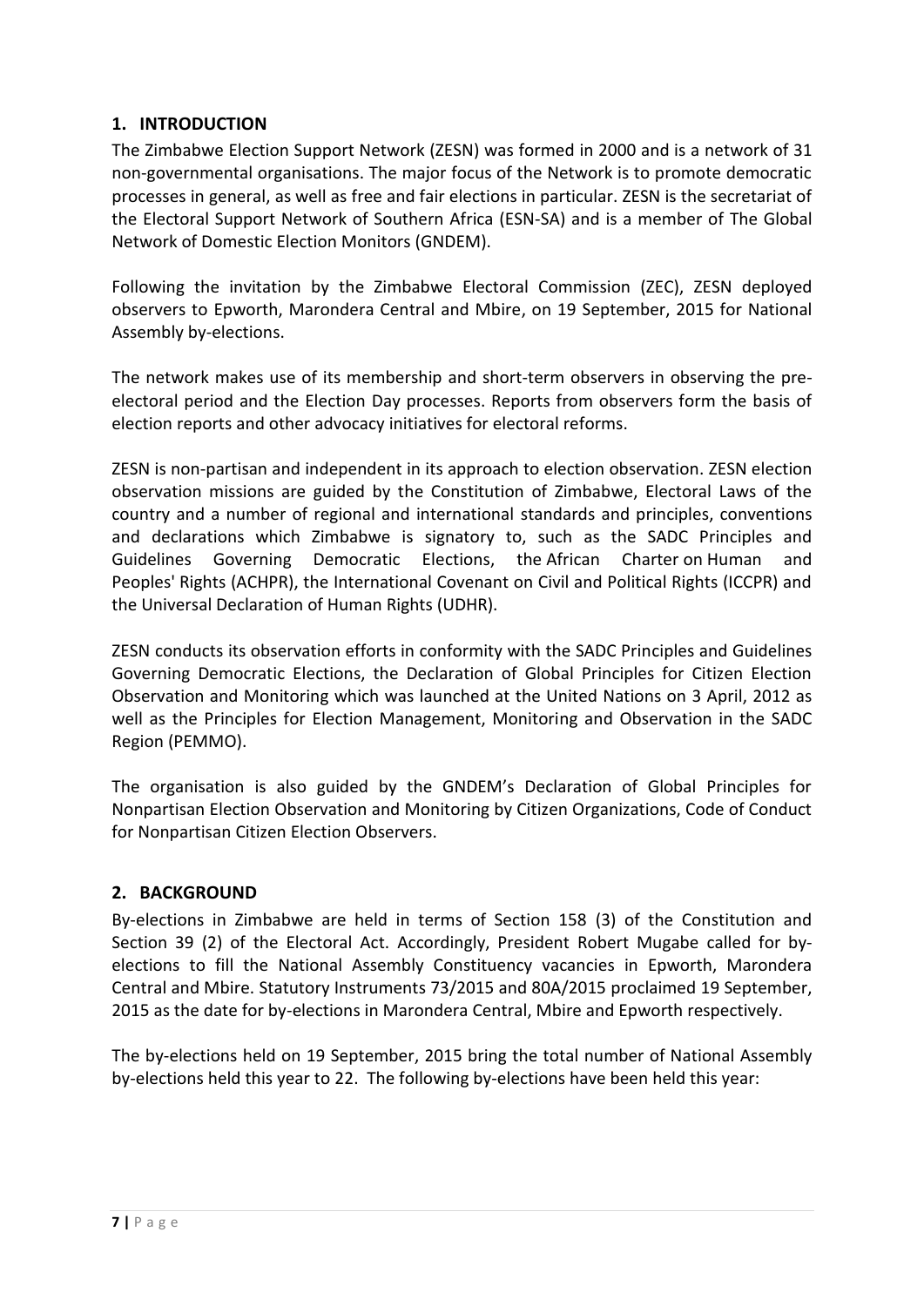## 1. INTRODUCTION

The Zimbabwe Election Support Network (ZESN) was formed in 2000 and is a network of 31 non-governmental organisations. The major focus of the Network is to promote democratic processes in general, as well as free and fair elections in particular. ZESN is the secretariat of the Electoral Support Network of Southern Africa (ESN-SA) and is a member of The Global Network of Domestic Election Monitors (GNDEM).

Following the invitation by the Zimbabwe Electoral Commission (ZEC), ZESN deployed observers to Epworth, Marondera Central and Mbire, on 19 September, 2015 for National Assembly by-elections.

The network makes use of its membership and short-term observers in observing the pre-electoral period and the Election Day processes. Reports from observers form the basis of election reports and other advocacy initiatives for electoral reforms.

ZESN is non-partisan and independent in its approach to election observation. ZESN election observation missions are guided by the Constitution of Zimbabwe, Electoral Laws of the country and a number of regional and international standards and principles, conventions and declarations which Zimbabwe is signatory to, such as the SADC Principles and Guidelines Governing Democratic Elections, the African Charter on Human and Peoples' Rights (ACHPR), the International Covenant on Civil and Political Rights (ICCPR) and the Universal Declaration of Human Rights (UDHR).

ZESN conducts its observation efforts in conformity with the SADC Principles and Guidelines Governing Democratic Elections, the Declaration of Global Principles for Citizen Election Observation and Monitoring which was launched at the United Nations on 3 April, 2012 as well as the Principles for Election Management, Monitoring and Observation in the SADC Region (PEMMO).

The organisation is also guided by the GNDEM's Declaration of Global Principles for Nonpartisan Election Observation and Monitoring by Citizen Organizations, Code of Conduct for Nonpartisan Citizen Election Observers.

## 2. BACKGROUND

By-elections in Zimbabwe are held in terms of Section 158 (3) of the Constitution and Section 39 (2) of the Electoral Act. Accordingly, President Robert Mugabe called for by-elections to fill the National Assembly Constituency vacancies in Epworth, Marondera Central and Mbire. Statutory Instruments 73/2015 and 80A/2015 proclaimed 19 September, 2015 as the date for by-elections in Marondera Central, Mbire and Epworth respectively.

The by-elections held on 19 September, 2015 bring the total number of National Assembly by-elections held this year to 22. The following by-elections have been held this year: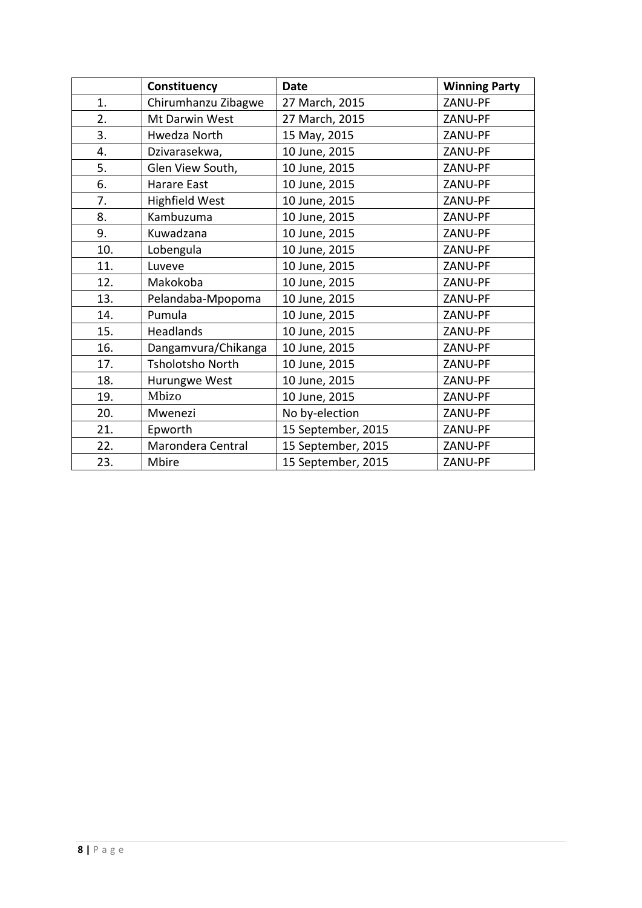| | Constituency | Date | Winning Party |
|---|---|---|---|
| 1. | Chirumhanzu Zibagwe | 27 March, 2015 | ZANU-PF |
| 2. | Mt Darwin West | 27 March, 2015 | ZANU-PF |
| 3. | Hwedza North | 15 May, 2015 | ZANU-PF |
| 4. | Dzivarasekwa, | 10 June, 2015 | ZANU-PF |
| 5. | Glen View South, | 10 June, 2015 | ZANU-PF |
| 6. | Harare East | 10 June, 2015 | ZANU-PF |
| 7. | Highfield West | 10 June, 2015 | ZANU-PF |
| 8. | Kambuzuma | 10 June, 2015 | ZANU-PF |
| 9. | Kuwadzana | 10 June, 2015 | ZANU-PF |
| 10. | Lobengula | 10 June, 2015 | ZANU-PF |
| 11. | Luveve | 10 June, 2015 | ZANU-PF |
| 12. | Makokoba | 10 June, 2015 | ZANU-PF |
| 13. | Pelandaba-Mpopoma | 10 June, 2015 | ZANU-PF |
| 14. | Pumula | 10 June, 2015 | ZANU-PF |
| 15. | Headlands | 10 June, 2015 | ZANU-PF |
| 16. | Dangamvura/Chikanga | 10 June, 2015 | ZANU-PF |
| 17. | Tsholotsho North | 10 June, 2015 | ZANU-PF |
| 18. | Hurungwe West | 10 June, 2015 | ZANU-PF |
| 19. | Mbizo | 10 June, 2015 | ZANU-PF |
| 20. | Mwenezi | No by-election | ZANU-PF |
| 21. | Epworth | 15 September, 2015 | ZANU-PF |
| 22. | Marondera Central | 15 September, 2015 | ZANU-PF |
| 23. | Mbire | 15 September, 2015 | ZANU-PF |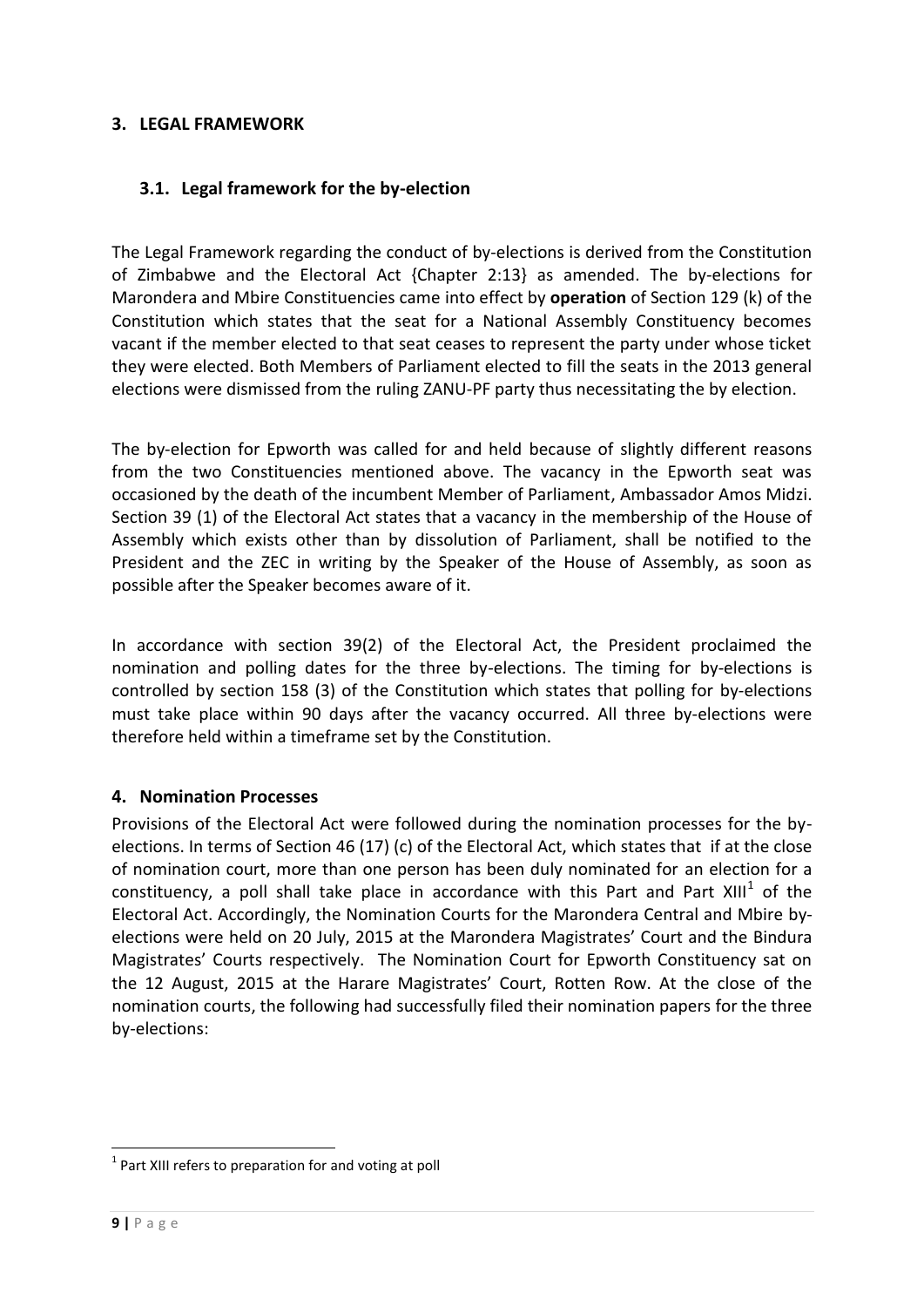## 3. LEGAL FRAMEWORK

### 3.1. Legal framework for the by-election

The Legal Framework regarding the conduct of by-elections is derived from the Constitution of Zimbabwe and the Electoral Act {Chapter 2:13} as amended. The by-elections for Marondera and Mbire Constituencies came into effect by **operation** of Section 129 (k) of the Constitution which states that the seat for a National Assembly Constituency becomes vacant if the member elected to that seat ceases to represent the party under whose ticket they were elected. Both Members of Parliament elected to fill the seats in the 2013 general elections were dismissed from the ruling ZANU-PF party thus necessitating the by election.

The by-election for Epworth was called for and held because of slightly different reasons from the two Constituencies mentioned above. The vacancy in the Epworth seat was occasioned by the death of the incumbent Member of Parliament, Ambassador Amos Midzi. Section 39 (1) of the Electoral Act states that a vacancy in the membership of the House of Assembly which exists other than by dissolution of Parliament, shall be notified to the President and the ZEC in writing by the Speaker of the House of Assembly, as soon as possible after the Speaker becomes aware of it.

In accordance with section 39(2) of the Electoral Act, the President proclaimed the nomination and polling dates for the three by-elections. The timing for by-elections is controlled by section 158 (3) of the Constitution which states that polling for by-elections must take place within 90 days after the vacancy occurred. All three by-elections were therefore held within a timeframe set by the Constitution.

## 4. Nomination Processes

Provisions of the Electoral Act were followed during the nomination processes for the by-elections. In terms of Section 46 (17) (c) of the Electoral Act, which states that if at the close of nomination court, more than one person has been duly nominated for an election for a constituency, a poll shall take place in accordance with this Part and Part XIII[1] of the Electoral Act. Accordingly, the Nomination Courts for the Marondera Central and Mbire by-elections were held on 20 July, 2015 at the Marondera Magistrates' Court and the Bindura Magistrates' Courts respectively. The Nomination Court for Epworth Constituency sat on the 12 August, 2015 at the Harare Magistrates' Court, Rotten Row. At the close of the nomination courts, the following had successfully filed their nomination papers for the three by-elections:

[1] Part XIII refers to preparation for and voting at poll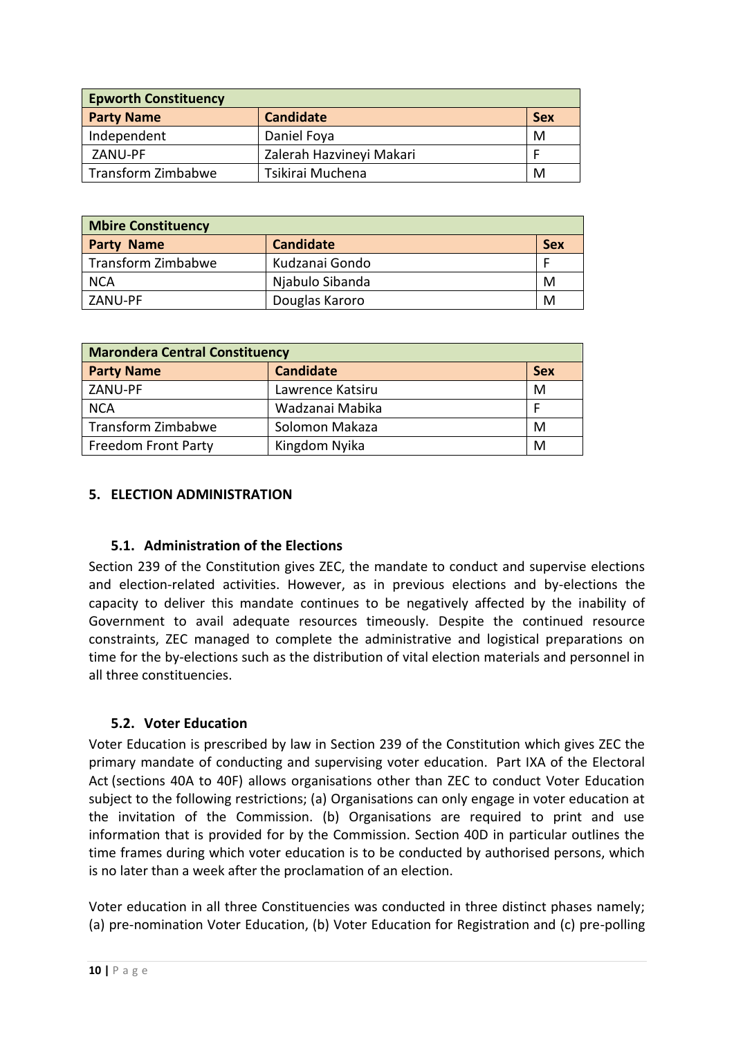| Epworth Constituency | | |
|---|---|---|
| **Party Name** | **Candidate** | **Sex** |
| Independent | Daniel Foya | M |
| ZANU-PF | Zalerah Hazvineyi Makari | F |
| Transform Zimbabwe | Tsikirai Muchena | M |

| Mbire Constituency | | |
|---|---|---|
| **Party Name** | **Candidate** | **Sex** |
| Transform Zimbabwe | Kudzanai Gondo | F |
| NCA | Njabulo Sibanda | M |
| ZANU-PF | Douglas Karoro | M |

| Marondera Central Constituency | | |
|---|---|---|
| **Party Name** | **Candidate** | **Sex** |
| ZANU-PF | Lawrence Katsiru | M |
| NCA | Wadzanai Mabika | F |
| Transform Zimbabwe | Solomon Makaza | M |
| Freedom Front Party | Kingdom Nyika | M |

## 5. ELECTION ADMINISTRATION

### 5.1. Administration of the Elections

Section 239 of the Constitution gives ZEC, the mandate to conduct and supervise elections and election-related activities. However, as in previous elections and by-elections the capacity to deliver this mandate continues to be negatively affected by the inability of Government to avail adequate resources timeously. Despite the continued resource constraints, ZEC managed to complete the administrative and logistical preparations on time for the by-elections such as the distribution of vital election materials and personnel in all three constituencies.

### 5.2. Voter Education

Voter Education is prescribed by law in Section 239 of the Constitution which gives ZEC the primary mandate of conducting and supervising voter education. Part IXA of the Electoral Act (sections 40A to 40F) allows organisations other than ZEC to conduct Voter Education subject to the following restrictions; (a) Organisations can only engage in voter education at the invitation of the Commission. (b) Organisations are required to print and use information that is provided for by the Commission. Section 40D in particular outlines the time frames during which voter education is to be conducted by authorised persons, which is no later than a week after the proclamation of an election.

Voter education in all three Constituencies was conducted in three distinct phases namely; (a) pre-nomination Voter Education, (b) Voter Education for Registration and (c) pre-polling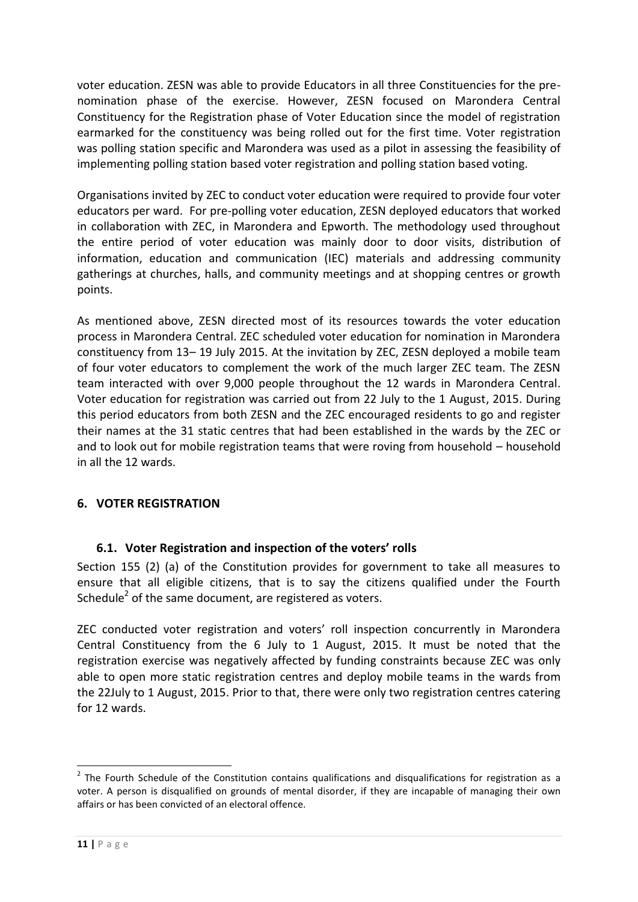voter education. ZESN was able to provide Educators in all three Constituencies for the pre-nomination phase of the exercise. However, ZESN focused on Marondera Central Constituency for the Registration phase of Voter Education since the model of registration earmarked for the constituency was being rolled out for the first time. Voter registration was polling station specific and Marondera was used as a pilot in assessing the feasibility of implementing polling station based voter registration and polling station based voting.

Organisations invited by ZEC to conduct voter education were required to provide four voter educators per ward. For pre-polling voter education, ZESN deployed educators that worked in collaboration with ZEC, in Marondera and Epworth. The methodology used throughout the entire period of voter education was mainly door to door visits, distribution of information, education and communication (IEC) materials and addressing community gatherings at churches, halls, and community meetings and at shopping centres or growth points.

As mentioned above, ZESN directed most of its resources towards the voter education process in Marondera Central. ZEC scheduled voter education for nomination in Marondera constituency from 13– 19 July 2015. At the invitation by ZEC, ZESN deployed a mobile team of four voter educators to complement the work of the much larger ZEC team. The ZESN team interacted with over 9,000 people throughout the 12 wards in Marondera Central. Voter education for registration was carried out from 22 July to the 1 August, 2015. During this period educators from both ZESN and the ZEC encouraged residents to go and register their names at the 31 static centres that had been established in the wards by the ZEC or and to look out for mobile registration teams that were roving from household – household in all the 12 wards.

## 6. VOTER REGISTRATION

### 6.1. Voter Registration and inspection of the voters' rolls

Section 155 (2) (a) of the Constitution provides for government to take all measures to ensure that all eligible citizens, that is to say the citizens qualified under the Fourth Schedule[2] of the same document, are registered as voters.

ZEC conducted voter registration and voters' roll inspection concurrently in Marondera Central Constituency from the 6 July to 1 August, 2015. It must be noted that the registration exercise was negatively affected by funding constraints because ZEC was only able to open more static registration centres and deploy mobile teams in the wards from the 22July to 1 August, 2015. Prior to that, there were only two registration centres catering for 12 wards.

[2] The Fourth Schedule of the Constitution contains qualifications and disqualifications for registration as a voter. A person is disqualified on grounds of mental disorder, if they are incapable of managing their own affairs or has been convicted of an electoral offence.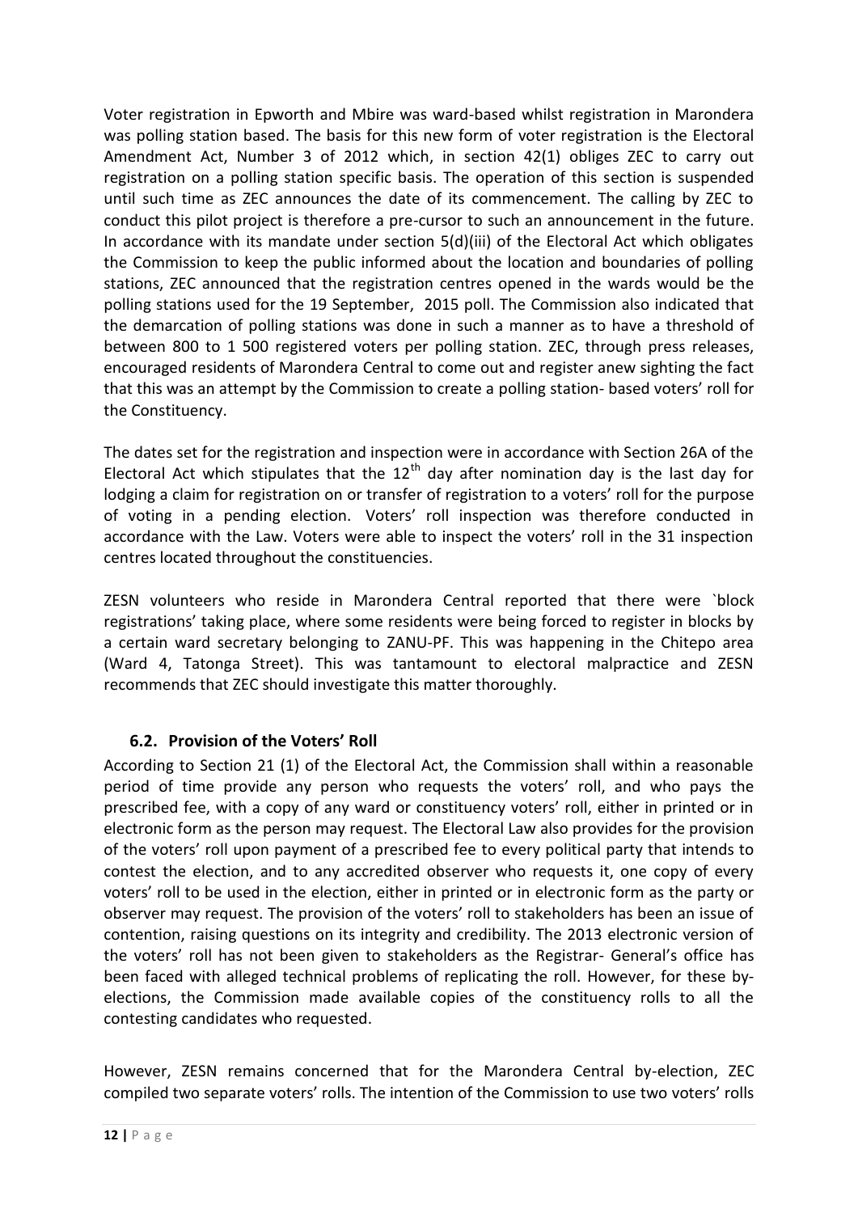Voter registration in Epworth and Mbire was ward-based whilst registration in Marondera was polling station based. The basis for this new form of voter registration is the Electoral Amendment Act, Number 3 of 2012 which, in section 42(1) obliges ZEC to carry out registration on a polling station specific basis. The operation of this section is suspended until such time as ZEC announces the date of its commencement. The calling by ZEC to conduct this pilot project is therefore a pre-cursor to such an announcement in the future. In accordance with its mandate under section 5(d)(iii) of the Electoral Act which obligates the Commission to keep the public informed about the location and boundaries of polling stations, ZEC announced that the registration centres opened in the wards would be the polling stations used for the 19 September, 2015 poll. The Commission also indicated that the demarcation of polling stations was done in such a manner as to have a threshold of between 800 to 1 500 registered voters per polling station. ZEC, through press releases, encouraged residents of Marondera Central to come out and register anew sighting the fact that this was an attempt by the Commission to create a polling station- based voters' roll for the Constituency.

The dates set for the registration and inspection were in accordance with Section 26A of the Electoral Act which stipulates that the 12th day after nomination day is the last day for lodging a claim for registration on or transfer of registration to a voters' roll for the purpose of voting in a pending election. Voters' roll inspection was therefore conducted in accordance with the Law. Voters were able to inspect the voters' roll in the 31 inspection centres located throughout the constituencies.

ZESN volunteers who reside in Marondera Central reported that there were `block registrations' taking place, where some residents were being forced to register in blocks by a certain ward secretary belonging to ZANU-PF. This was happening in the Chitepo area (Ward 4, Tatonga Street). This was tantamount to electoral malpractice and ZESN recommends that ZEC should investigate this matter thoroughly.

### 6.2. Provision of the Voters' Roll

According to Section 21 (1) of the Electoral Act, the Commission shall within a reasonable period of time provide any person who requests the voters' roll, and who pays the prescribed fee, with a copy of any ward or constituency voters' roll, either in printed or in electronic form as the person may request. The Electoral Law also provides for the provision of the voters' roll upon payment of a prescribed fee to every political party that intends to contest the election, and to any accredited observer who requests it, one copy of every voters' roll to be used in the election, either in printed or in electronic form as the party or observer may request. The provision of the voters' roll to stakeholders has been an issue of contention, raising questions on its integrity and credibility. The 2013 electronic version of the voters' roll has not been given to stakeholders as the Registrar- General's office has been faced with alleged technical problems of replicating the roll. However, for these by-elections, the Commission made available copies of the constituency rolls to all the contesting candidates who requested.

However, ZESN remains concerned that for the Marondera Central by-election, ZEC compiled two separate voters' rolls. The intention of the Commission to use two voters' rolls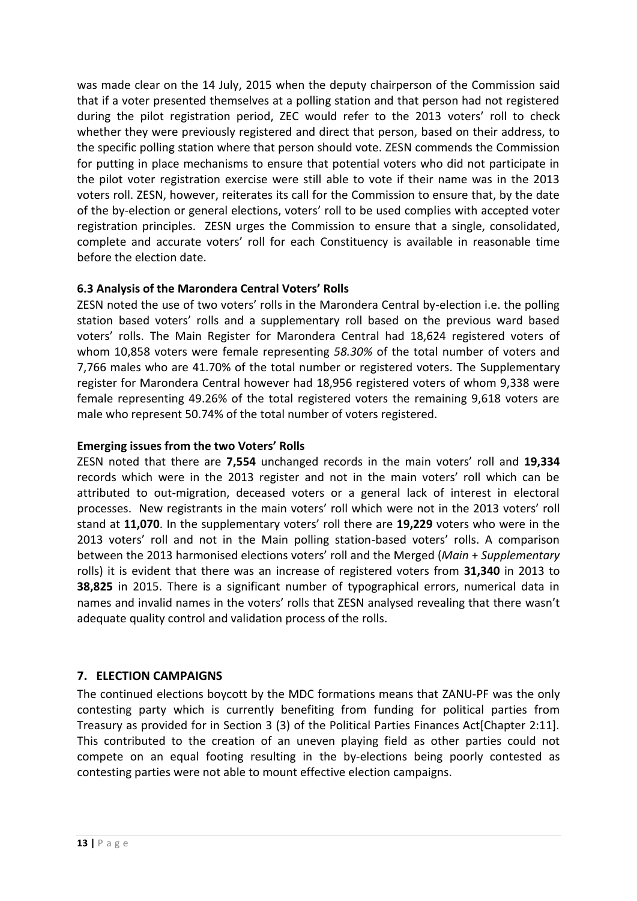was made clear on the 14 July, 2015 when the deputy chairperson of the Commission said that if a voter presented themselves at a polling station and that person had not registered during the pilot registration period, ZEC would refer to the 2013 voters' roll to check whether they were previously registered and direct that person, based on their address, to the specific polling station where that person should vote. ZESN commends the Commission for putting in place mechanisms to ensure that potential voters who did not participate in the pilot voter registration exercise were still able to vote if their name was in the 2013 voters roll. ZESN, however, reiterates its call for the Commission to ensure that, by the date of the by-election or general elections, voters' roll to be used complies with accepted voter registration principles. ZESN urges the Commission to ensure that a single, consolidated, complete and accurate voters' roll for each Constituency is available in reasonable time before the election date.

### 6.3 Analysis of the Marondera Central Voters' Rolls

ZESN noted the use of two voters' rolls in the Marondera Central by-election i.e. the polling station based voters' rolls and a supplementary roll based on the previous ward based voters' rolls. The Main Register for Marondera Central had 18,624 registered voters of whom 10,858 voters were female representing *58.30%* of the total number of voters and 7,766 males who are 41.70% of the total number or registered voters. The Supplementary register for Marondera Central however had 18,956 registered voters of whom 9,338 were female representing 49.26% of the total registered voters the remaining 9,618 voters are male who represent 50.74% of the total number of voters registered.

**Emerging issues from the two Voters' Rolls**

ZESN noted that there are **7,554** unchanged records in the main voters' roll and **19,334** records which were in the 2013 register and not in the main voters' roll which can be attributed to out-migration, deceased voters or a general lack of interest in electoral processes. New registrants in the main voters' roll which were not in the 2013 voters' roll stand at **11,070**. In the supplementary voters' roll there are **19,229** voters who were in the 2013 voters' roll and not in the Main polling station-based voters' rolls. A comparison between the 2013 harmonised elections voters' roll and the Merged (*Main + Supplementary* rolls) it is evident that there was an increase of registered voters from **31,340** in 2013 to **38,825** in 2015. There is a significant number of typographical errors, numerical data in names and invalid names in the voters' rolls that ZESN analysed revealing that there wasn't adequate quality control and validation process of the rolls.

## 7. ELECTION CAMPAIGNS

The continued elections boycott by the MDC formations means that ZANU-PF was the only contesting party which is currently benefiting from funding for political parties from Treasury as provided for in Section 3 (3) of the Political Parties Finances Act[Chapter 2:11]. This contributed to the creation of an uneven playing field as other parties could not compete on an equal footing resulting in the by-elections being poorly contested as contesting parties were not able to mount effective election campaigns.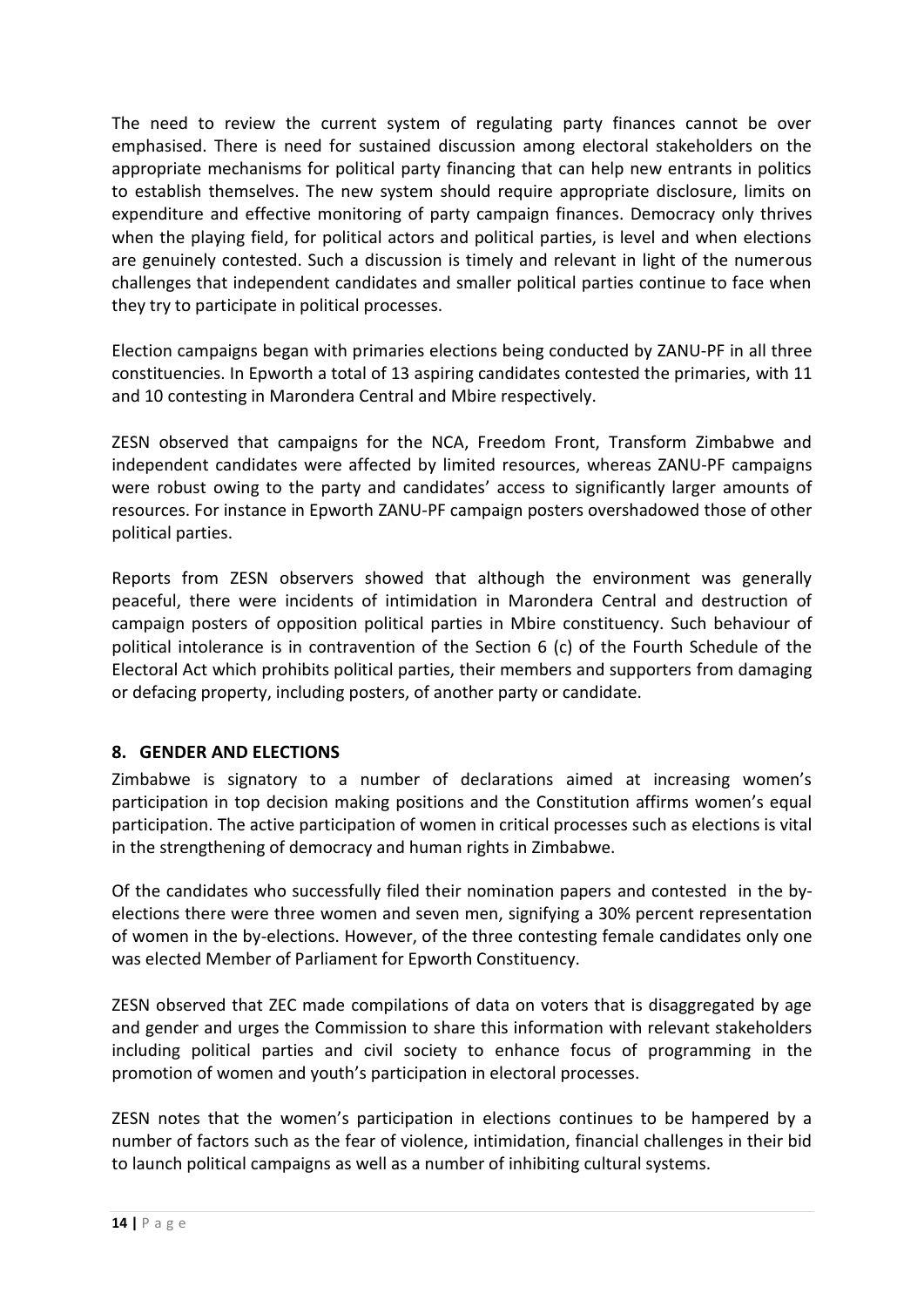The need to review the current system of regulating party finances cannot be over emphasised. There is need for sustained discussion among electoral stakeholders on the appropriate mechanisms for political party financing that can help new entrants in politics to establish themselves. The new system should require appropriate disclosure, limits on expenditure and effective monitoring of party campaign finances. Democracy only thrives when the playing field, for political actors and political parties, is level and when elections are genuinely contested. Such a discussion is timely and relevant in light of the numerous challenges that independent candidates and smaller political parties continue to face when they try to participate in political processes.

Election campaigns began with primaries elections being conducted by ZANU-PF in all three constituencies. In Epworth a total of 13 aspiring candidates contested the primaries, with 11 and 10 contesting in Marondera Central and Mbire respectively.

ZESN observed that campaigns for the NCA, Freedom Front, Transform Zimbabwe and independent candidates were affected by limited resources, whereas ZANU-PF campaigns were robust owing to the party and candidates' access to significantly larger amounts of resources. For instance in Epworth ZANU-PF campaign posters overshadowed those of other political parties.

Reports from ZESN observers showed that although the environment was generally peaceful, there were incidents of intimidation in Marondera Central and destruction of campaign posters of opposition political parties in Mbire constituency. Such behaviour of political intolerance is in contravention of the Section 6 (c) of the Fourth Schedule of the Electoral Act which prohibits political parties, their members and supporters from damaging or defacing property, including posters, of another party or candidate.

## 8. GENDER AND ELECTIONS

Zimbabwe is signatory to a number of declarations aimed at increasing women's participation in top decision making positions and the Constitution affirms women's equal participation. The active participation of women in critical processes such as elections is vital in the strengthening of democracy and human rights in Zimbabwe.

Of the candidates who successfully filed their nomination papers and contested in the by-elections there were three women and seven men, signifying a 30% percent representation of women in the by-elections. However, of the three contesting female candidates only one was elected Member of Parliament for Epworth Constituency.

ZESN observed that ZEC made compilations of data on voters that is disaggregated by age and gender and urges the Commission to share this information with relevant stakeholders including political parties and civil society to enhance focus of programming in the promotion of women and youth's participation in electoral processes.

ZESN notes that the women's participation in elections continues to be hampered by a number of factors such as the fear of violence, intimidation, financial challenges in their bid to launch political campaigns as well as a number of inhibiting cultural systems.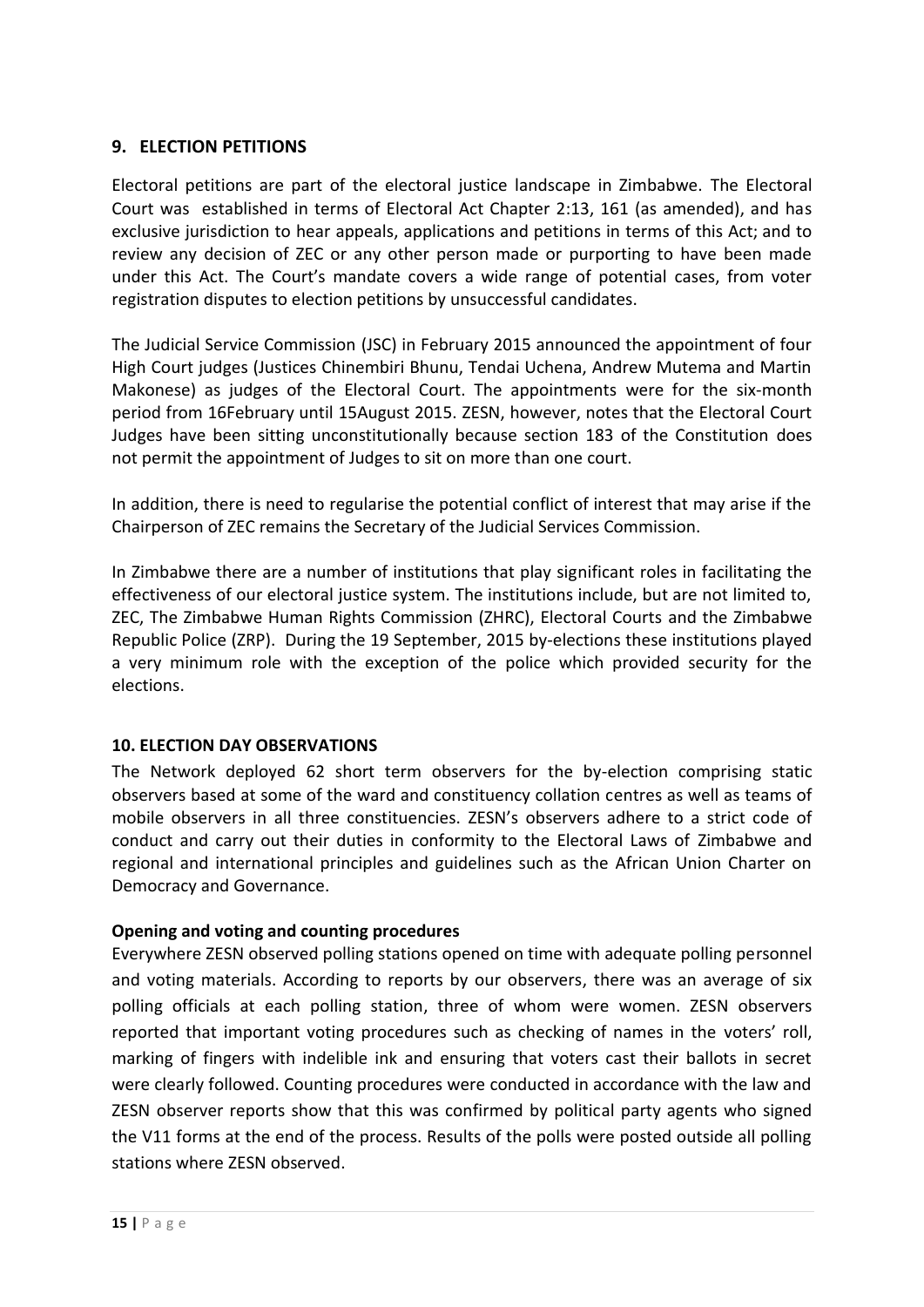## 9. ELECTION PETITIONS

Electoral petitions are part of the electoral justice landscape in Zimbabwe. The Electoral Court was established in terms of Electoral Act Chapter 2:13, 161 (as amended), and has exclusive jurisdiction to hear appeals, applications and petitions in terms of this Act; and to review any decision of ZEC or any other person made or purporting to have been made under this Act. The Court's mandate covers a wide range of potential cases, from voter registration disputes to election petitions by unsuccessful candidates.

The Judicial Service Commission (JSC) in February 2015 announced the appointment of four High Court judges (Justices Chinembiri Bhunu, Tendai Uchena, Andrew Mutema and Martin Makonese) as judges of the Electoral Court. The appointments were for the six-month period from 16February until 15August 2015. ZESN, however, notes that the Electoral Court Judges have been sitting unconstitutionally because section 183 of the Constitution does not permit the appointment of Judges to sit on more than one court.

In addition, there is need to regularise the potential conflict of interest that may arise if the Chairperson of ZEC remains the Secretary of the Judicial Services Commission.

In Zimbabwe there are a number of institutions that play significant roles in facilitating the effectiveness of our electoral justice system. The institutions include, but are not limited to, ZEC, The Zimbabwe Human Rights Commission (ZHRC), Electoral Courts and the Zimbabwe Republic Police (ZRP). During the 19 September, 2015 by-elections these institutions played a very minimum role with the exception of the police which provided security for the elections.

## 10. ELECTION DAY OBSERVATIONS

The Network deployed 62 short term observers for the by-election comprising static observers based at some of the ward and constituency collation centres as well as teams of mobile observers in all three constituencies. ZESN's observers adhere to a strict code of conduct and carry out their duties in conformity to the Electoral Laws of Zimbabwe and regional and international principles and guidelines such as the African Union Charter on Democracy and Governance.

**Opening and voting and counting procedures**

Everywhere ZESN observed polling stations opened on time with adequate polling personnel and voting materials. According to reports by our observers, there was an average of six polling officials at each polling station, three of whom were women. ZESN observers reported that important voting procedures such as checking of names in the voters' roll, marking of fingers with indelible ink and ensuring that voters cast their ballots in secret were clearly followed. Counting procedures were conducted in accordance with the law and ZESN observer reports show that this was confirmed by political party agents who signed the V11 forms at the end of the process. Results of the polls were posted outside all polling stations where ZESN observed.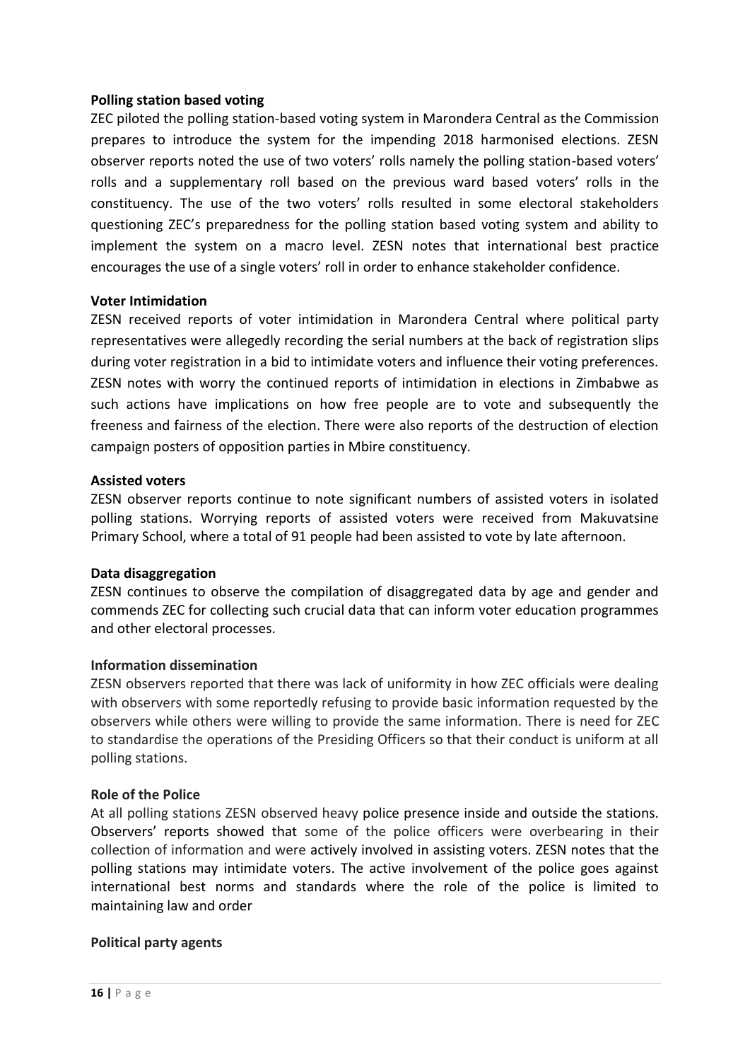**Polling station based voting**

ZEC piloted the polling station-based voting system in Marondera Central as the Commission prepares to introduce the system for the impending 2018 harmonised elections. ZESN observer reports noted the use of two voters' rolls namely the polling station-based voters' rolls and a supplementary roll based on the previous ward based voters' rolls in the constituency. The use of the two voters' rolls resulted in some electoral stakeholders questioning ZEC's preparedness for the polling station based voting system and ability to implement the system on a macro level. ZESN notes that international best practice encourages the use of a single voters' roll in order to enhance stakeholder confidence.

**Voter Intimidation**

ZESN received reports of voter intimidation in Marondera Central where political party representatives were allegedly recording the serial numbers at the back of registration slips during voter registration in a bid to intimidate voters and influence their voting preferences. ZESN notes with worry the continued reports of intimidation in elections in Zimbabwe as such actions have implications on how free people are to vote and subsequently the freeness and fairness of the election. There were also reports of the destruction of election campaign posters of opposition parties in Mbire constituency.

**Assisted voters**

ZESN observer reports continue to note significant numbers of assisted voters in isolated polling stations. Worrying reports of assisted voters were received from Makuvatsine Primary School, where a total of 91 people had been assisted to vote by late afternoon.

**Data disaggregation**

ZESN continues to observe the compilation of disaggregated data by age and gender and commends ZEC for collecting such crucial data that can inform voter education programmes and other electoral processes.

**Information dissemination**

ZESN observers reported that there was lack of uniformity in how ZEC officials were dealing with observers with some reportedly refusing to provide basic information requested by the observers while others were willing to provide the same information. There is need for ZEC to standardise the operations of the Presiding Officers so that their conduct is uniform at all polling stations.

**Role of the Police**

At all polling stations ZESN observed heavy police presence inside and outside the stations. Observers' reports showed that some of the police officers were overbearing in their collection of information and were actively involved in assisting voters. ZESN notes that the polling stations may intimidate voters. The active involvement of the police goes against international best norms and standards where the role of the police is limited to maintaining law and order

**Political party agents**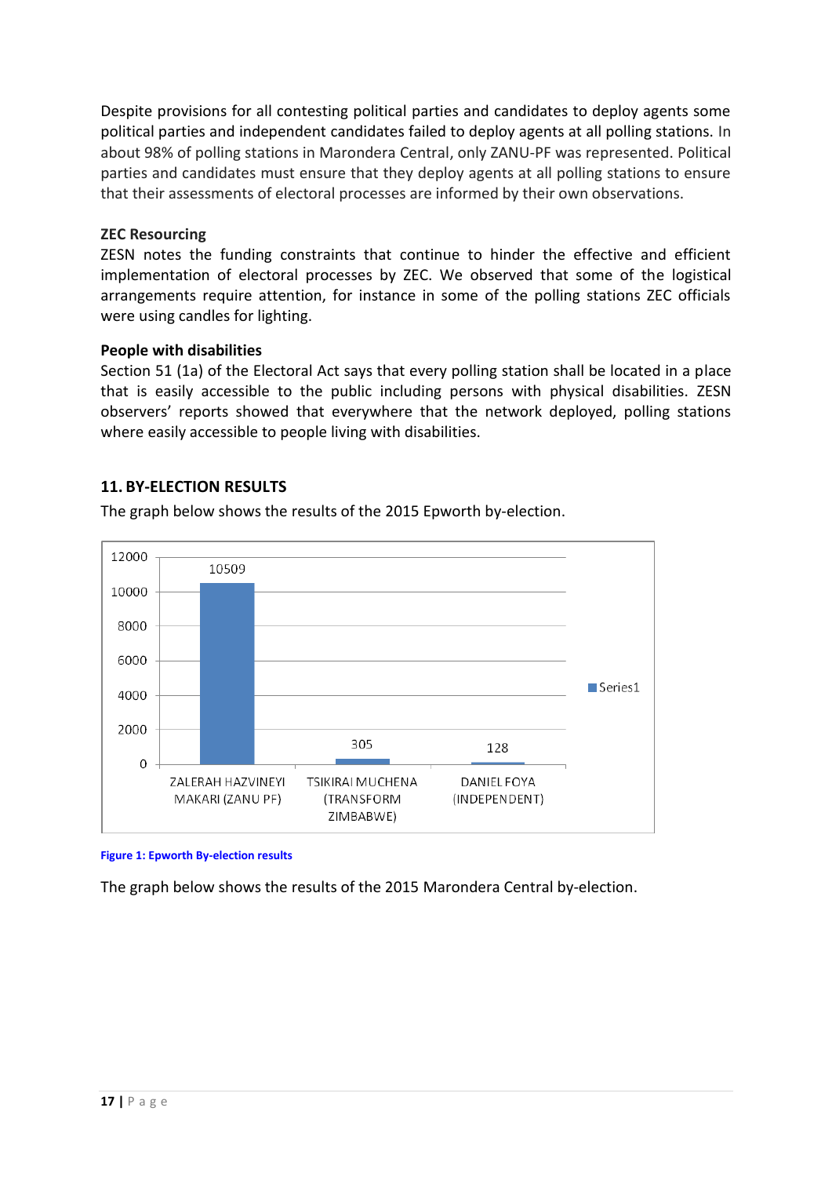Despite provisions for all contesting political parties and candidates to deploy agents some political parties and independent candidates failed to deploy agents at all polling stations. In about 98% of polling stations in Marondera Central, only ZANU-PF was represented. Political parties and candidates must ensure that they deploy agents at all polling stations to ensure that their assessments of electoral processes are informed by their own observations.

**ZEC Resourcing**

ZESN notes the funding constraints that continue to hinder the effective and efficient implementation of electoral processes by ZEC. We observed that some of the logistical arrangements require attention, for instance in some of the polling stations ZEC officials were using candles for lighting.

**People with disabilities**

Section 51 (1a) of the Electoral Act says that every polling station shall be located in a place that is easily accessible to the public including persons with physical disabilities. ZESN observers' reports showed that everywhere that the network deployed, polling stations where easily accessible to people living with disabilities.

## 11. BY-ELECTION RESULTS

The graph below shows the results of the 2015 Epworth by-election.

| Candidate | Series1 |
|---|---|
| ZALERAH HAZVINEYI MAKARI (ZANU PF) | 10509 |
| TSIKIRAI MUCHENA (TRANSFORM ZIMBABWE) | 305 |
| DANIEL FOYA (INDEPENDENT) | 128 |

Figure 1: Epworth By-election results

The graph below shows the results of the 2015 Marondera Central by-election.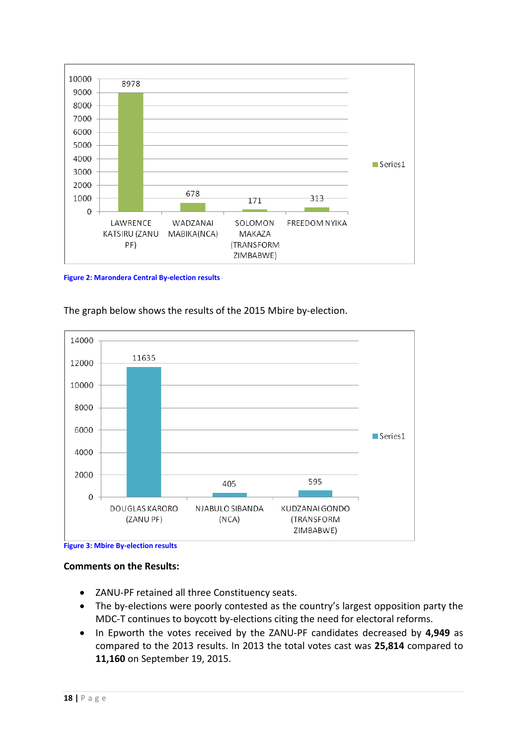| | Series1 |
|---|---|
| LAWRENCE KATSIRU (ZANU PF) | 8978 |
| WADZANAI MABIKA(NCA) | 678 |
| SOLOMON MAKAZA (TRANSFORM ZIMBABWE) | 171 |
| FREEDOM NYIKA | 313 |

**Figure 2: Marondera Central By-election results**

The graph below shows the results of the 2015 Mbire by-election.

| | Series1 |
|---|---|
| DOUGLAS KARORO (ZANU PF) | 11635 |
| NJABULO SIBANDA (NCA) | 405 |
| KUDZANAI GONDO (TRANSFORM ZIMBABWE) | 595 |

**Figure 3: Mbire By-election results**

**Comments on the Results:**

- ZANU-PF retained all three Constituency seats.
- The by-elections were poorly contested as the country's largest opposition party the MDC-T continues to boycott by-elections citing the need for electoral reforms.
- In Epworth the votes received by the ZANU-PF candidates decreased by **4,949** as compared to the 2013 results. In 2013 the total votes cast was **25,814** compared to **11,160** on September 19, 2015.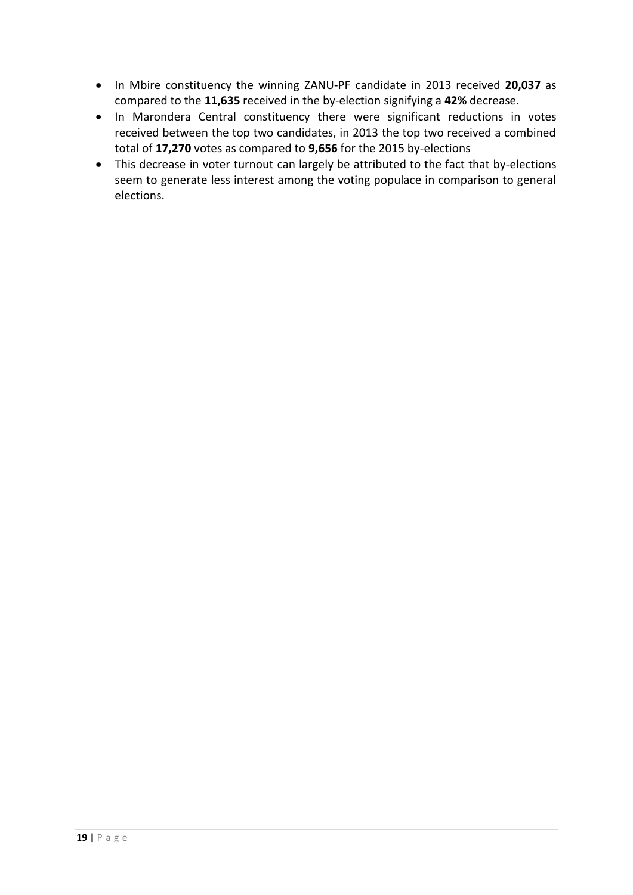- In Mbire constituency the winning ZANU-PF candidate in 2013 received **20,037** as compared to the **11,635** received in the by-election signifying a **42%** decrease.
- In Marondera Central constituency there were significant reductions in votes received between the top two candidates, in 2013 the top two received a combined total of **17,270** votes as compared to **9,656** for the 2015 by-elections
- This decrease in voter turnout can largely be attributed to the fact that by-elections seem to generate less interest among the voting populace in comparison to general elections.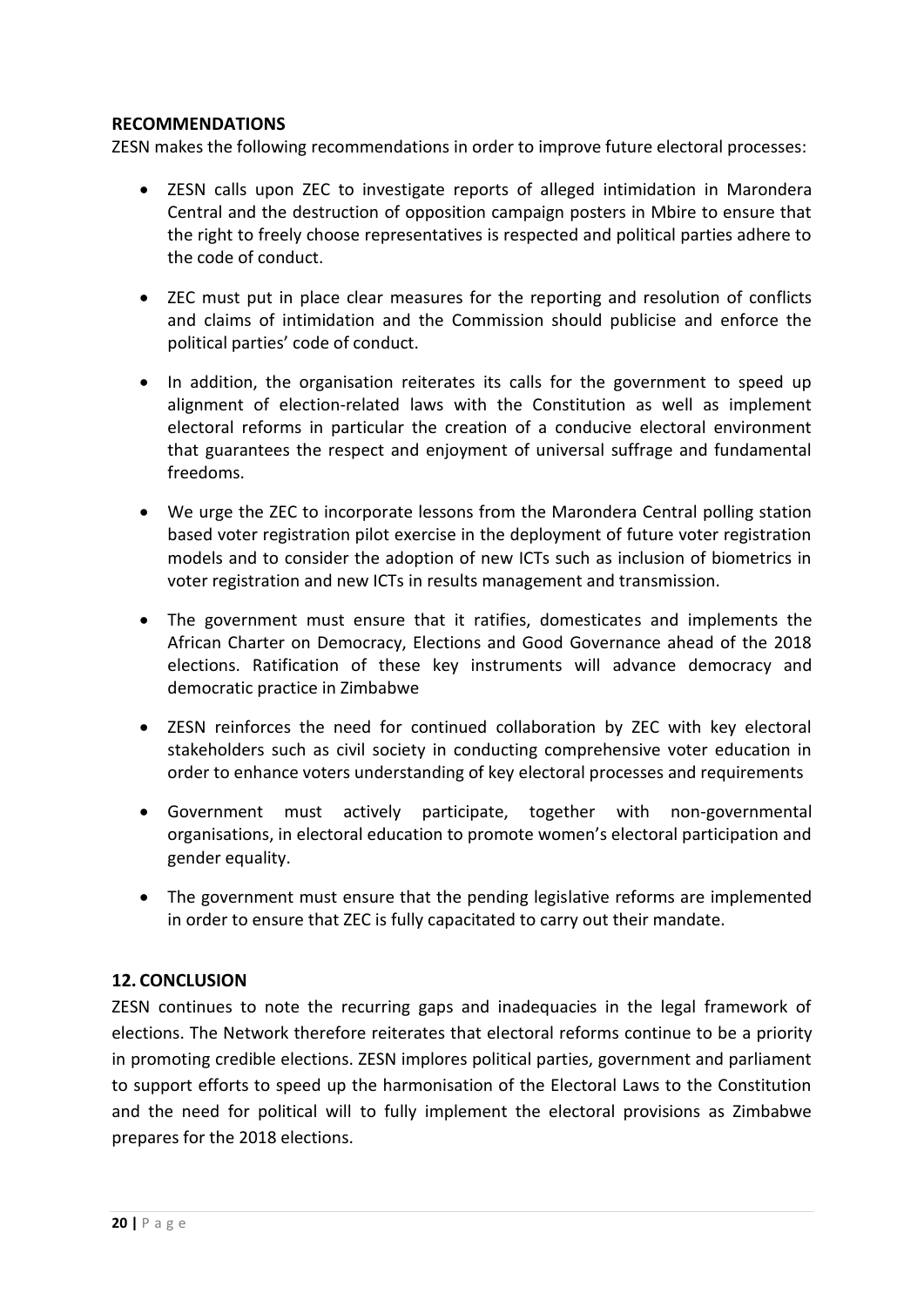## RECOMMENDATIONS

ZESN makes the following recommendations in order to improve future electoral processes:

- ZESN calls upon ZEC to investigate reports of alleged intimidation in Marondera Central and the destruction of opposition campaign posters in Mbire to ensure that the right to freely choose representatives is respected and political parties adhere to the code of conduct.
- ZEC must put in place clear measures for the reporting and resolution of conflicts and claims of intimidation and the Commission should publicise and enforce the political parties' code of conduct.
- In addition, the organisation reiterates its calls for the government to speed up alignment of election-related laws with the Constitution as well as implement electoral reforms in particular the creation of a conducive electoral environment that guarantees the respect and enjoyment of universal suffrage and fundamental freedoms.
- We urge the ZEC to incorporate lessons from the Marondera Central polling station based voter registration pilot exercise in the deployment of future voter registration models and to consider the adoption of new ICTs such as inclusion of biometrics in voter registration and new ICTs in results management and transmission.
- The government must ensure that it ratifies, domesticates and implements the African Charter on Democracy, Elections and Good Governance ahead of the 2018 elections. Ratification of these key instruments will advance democracy and democratic practice in Zimbabwe
- ZESN reinforces the need for continued collaboration by ZEC with key electoral stakeholders such as civil society in conducting comprehensive voter education in order to enhance voters understanding of key electoral processes and requirements
- Government must actively participate, together with non-governmental organisations, in electoral education to promote women's electoral participation and gender equality.
- The government must ensure that the pending legislative reforms are implemented in order to ensure that ZEC is fully capacitated to carry out their mandate.

## 12. CONCLUSION

ZESN continues to note the recurring gaps and inadequacies in the legal framework of elections. The Network therefore reiterates that electoral reforms continue to be a priority in promoting credible elections. ZESN implores political parties, government and parliament to support efforts to speed up the harmonisation of the Electoral Laws to the Constitution and the need for political will to fully implement the electoral provisions as Zimbabwe prepares for the 2018 elections.